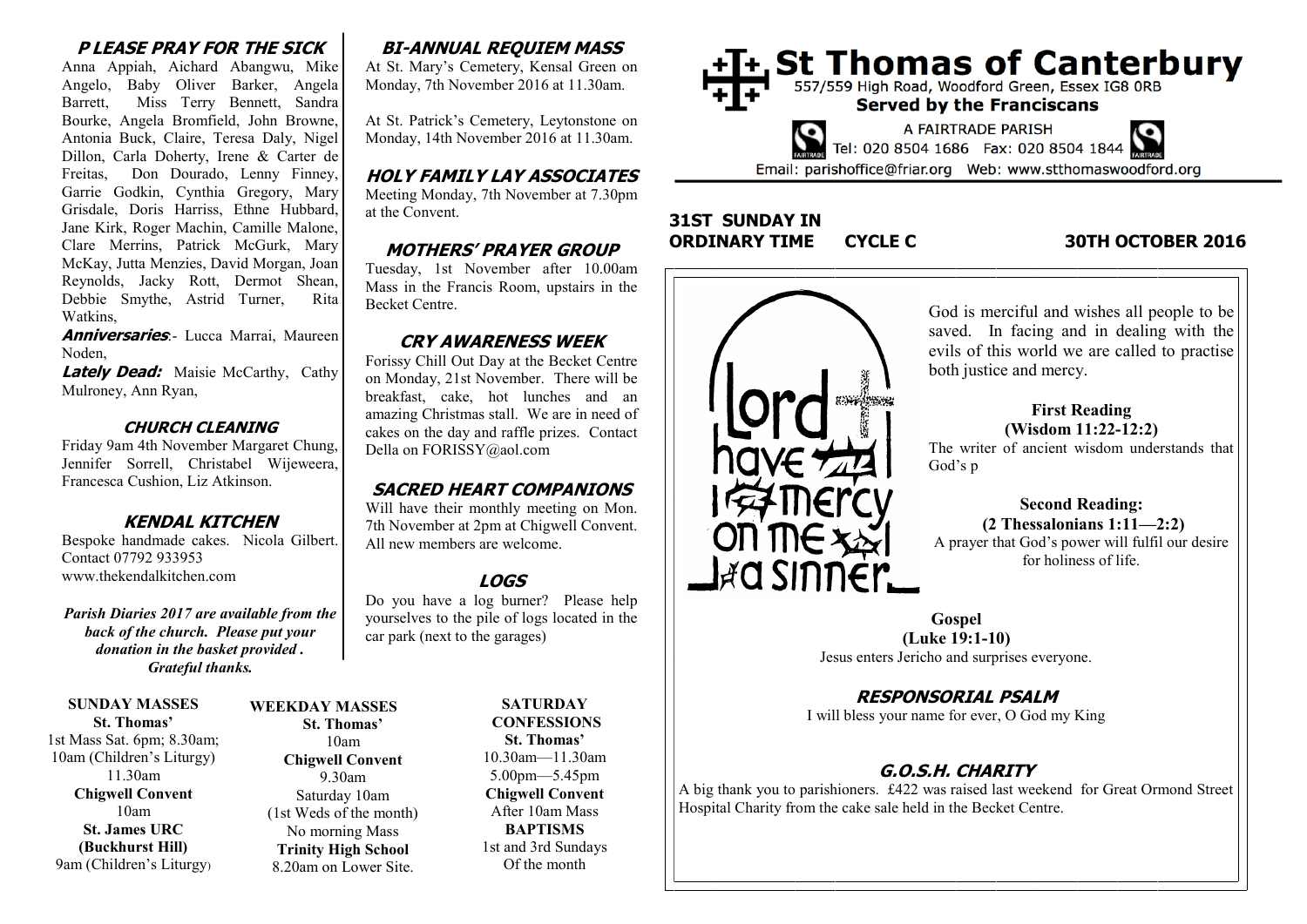# St Thomas of Canterbury

557/559 High Road, Woodford Green, Essex IG8 0RB

**Served by the Franciscans**

A FAIRTRADE PARISH

Tel: 020 8504 1686 Fax: 020 8504 1844

Email: parishoffice@friar.org Web: www.stthomaswoodford.org

**31ST SUNDAY IN ORDINARY TIME CYCLE C** **30TH OCTOBER 2016**

God is merciful and wishes all people to be saved. In facing and in dealing with the evils of this world we are called to practise both justice and mercy.

**First Reading**
**(Wisdom 11:22-12:2)**
The writer of ancient wisdom understands that God's p

**Second Reading:**
**(2 Thessalonians 1:11—2:2)**
A prayer that God's power will fulfil our desire for holiness of life.

**Gospel**
**(Luke 19:1-10)**
Jesus enters Jericho and surprises everyone.

### RESPONSORIAL PSALM

I will bless your name for ever, O God my King

### G.O.S.H. CHARITY

A big thank you to parishioners. £422 was raised last weekend for Great Ormond Street Hospital Charity from the cake sale held in the Becket Centre.

### PLEASE PRAY FOR THE SICK

Anna Appiah, Aichard Abangwu, Mike Angelo, Baby Oliver Barker, Angela Barrett, Miss Terry Bennett, Sandra Bourke, Angela Bromfield, John Browne, Antonia Buck, Claire, Teresa Daly, Nigel Dillon, Carla Doherty, Irene & Carter de Freitas, Don Dourado, Lenny Finney, Garrie Godkin, Cynthia Gregory, Mary Grisdale, Doris Harriss, Ethne Hubbard, Jane Kirk, Roger Machin, Camille Malone, Clare Merrins, Patrick McGurk, Mary McKay, Jutta Menzies, David Morgan, Joan Reynolds, Jacky Rott, Dermot Shean, Debbie Smythe, Astrid Turner, Rita Watkins,

***Anniversaries***:- Lucca Marrai, Maureen Noden,

***Lately Dead:*** Maisie McCarthy, Cathy Mulroney, Ann Ryan,

### CHURCH CLEANING

Friday 9am 4th November Margaret Chung, Jennifer Sorrell, Christabel Wijeweera, Francesca Cushion, Liz Atkinson.

### KENDAL KITCHEN

Bespoke handmade cakes. Nicola Gilbert. Contact 07792 933953
www.thekendalkitchen.com

***Parish Diaries 2017 are available from the back of the church. Please put your donation in the basket provided . Grateful thanks.***

### BI-ANNUAL REQUIEM MASS

At St. Mary's Cemetery, Kensal Green on Monday, 7th November 2016 at 11.30am.

At St. Patrick's Cemetery, Leytonstone on Monday, 14th November 2016 at 11.30am.

### HOLY FAMILY LAY ASSOCIATES

Meeting Monday, 7th November at 7.30pm at the Convent.

### MOTHERS' PRAYER GROUP

Tuesday, 1st November after 10.00am Mass in the Francis Room, upstairs in the Becket Centre.

### CRY AWARENESS WEEK

Forissy Chill Out Day at the Becket Centre on Monday, 21st November. There will be breakfast, cake, hot lunches and an amazing Christmas stall. We are in need of cakes on the day and raffle prizes. Contact Della on FORISSY@aol.com

### SACRED HEART COMPANIONS

Will have their monthly meeting on Mon. 7th November at 2pm at Chigwell Convent. All new members are welcome.

### LOGS

Do you have a log burner? Please help yourselves to the pile of logs located in the car park (next to the garages)

**SUNDAY MASSES**
**St. Thomas'**
1st Mass Sat. 6pm; 8.30am;
10am (Children's Liturgy)
11.30am
**Chigwell Convent**
10am
**St. James URC (Buckhurst Hill)**
9am (Children's Liturgy)

**WEEKDAY MASSES**
**St. Thomas'**
10am
**Chigwell Convent**
9.30am
Saturday 10am
(1st Weds of the month)
No morning Mass
**Trinity High School**
8.20am on Lower Site.

**SATURDAY CONFESSIONS**
**St. Thomas'**
10.30am—11.30am
5.00pm—5.45pm
**Chigwell Convent**
After 10am Mass
**BAPTISMS**
1st and 3rd Sundays
Of the month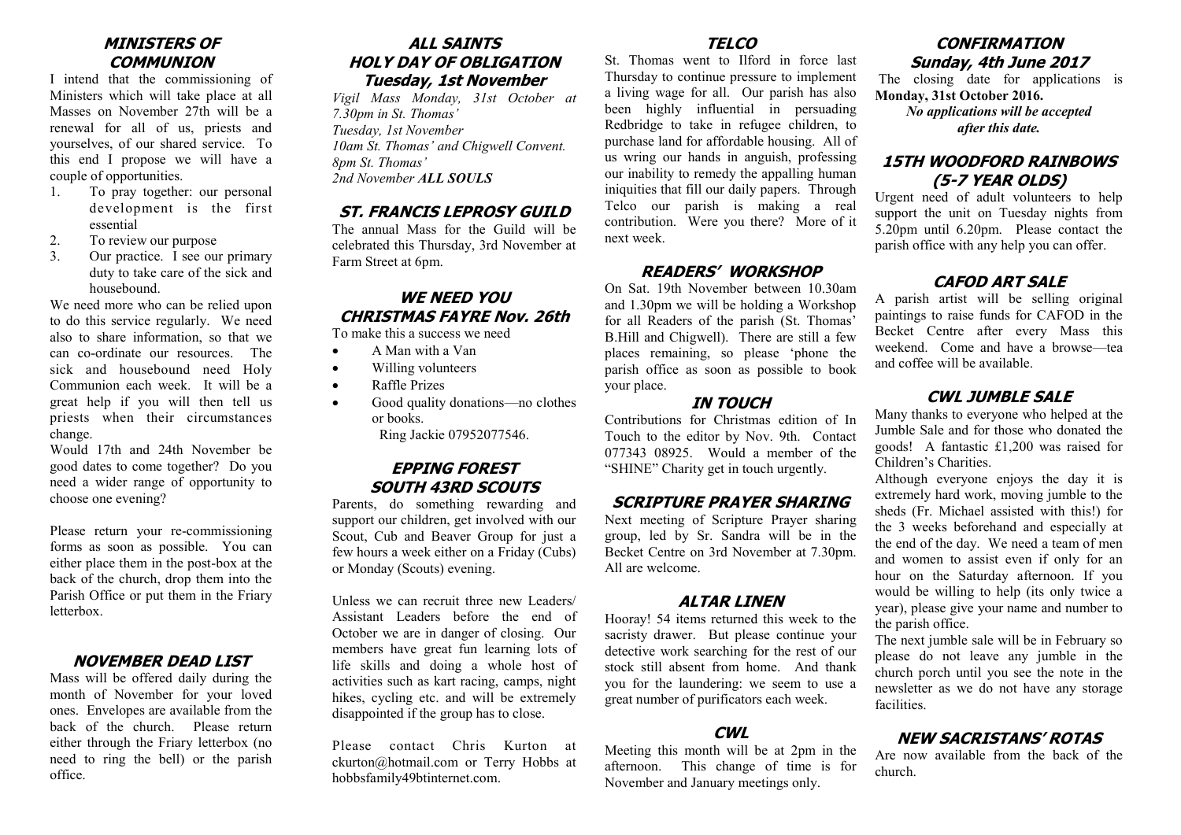## MINISTERS OF COMMUNION

I intend that the commissioning of Ministers which will take place at all Masses on November 27th will be a renewal for all of us, priests and yourselves, of our shared service. To this end I propose we will have a couple of opportunities.

1. To pray together: our personal development is the first essential
2. To review our purpose
3. Our practice. I see our primary duty to take care of the sick and housebound.

We need more who can be relied upon to do this service regularly. We need also to share information, so that we can co-ordinate our resources. The sick and housebound need Holy Communion each week. It will be a great help if you will then tell us priests when their circumstances change.

Would 17th and 24th November be good dates to come together? Do you need a wider range of opportunity to choose one evening?

Please return your re-commissioning forms as soon as possible. You can either place them in the post-box at the back of the church, drop them into the Parish Office or put them in the Friary letterbox.

## NOVEMBER DEAD LIST

Mass will be offered daily during the month of November for your loved ones. Envelopes are available from the back of the church. Please return either through the Friary letterbox (no need to ring the bell) or the parish office.

## ALL SAINTS HOLY DAY OF OBLIGATION Tuesday, 1st November

*Vigil Mass Monday, 31st October at 7.30pm in St. Thomas'*
*Tuesday, 1st November*
*10am St. Thomas' and Chigwell Convent.*
*8pm St. Thomas'*
*2nd November **ALL SOULS***

## ST. FRANCIS LEPROSY GUILD

The annual Mass for the Guild will be celebrated this Thursday, 3rd November at Farm Street at 6pm.

## WE NEED YOU CHRISTMAS FAYRE Nov. 26th

To make this a success we need

- A Man with a Van
- Willing volunteers
- Raffle Prizes
- Good quality donations—no clothes or books.
  Ring Jackie 07952077546.

## EPPING FOREST SOUTH 43RD SCOUTS

Parents, do something rewarding and support our children, get involved with our Scout, Cub and Beaver Group for just a few hours a week either on a Friday (Cubs) or Monday (Scouts) evening.

Unless we can recruit three new Leaders/ Assistant Leaders before the end of October we are in danger of closing. Our members have great fun learning lots of life skills and doing a whole host of activities such as kart racing, camps, night hikes, cycling etc. and will be extremely disappointed if the group has to close.

Please contact Chris Kurton at ckurton@hotmail.com or Terry Hobbs at hobbsfamily49btinternet.com.

## TELCO

St. Thomas went to Ilford in force last Thursday to continue pressure to implement a living wage for all. Our parish has also been highly influential in persuading Redbridge to take in refugee children, to purchase land for affordable housing. All of us wring our hands in anguish, professing our inability to remedy the appalling human iniquities that fill our daily papers. Through Telco our parish is making a real contribution. Were you there? More of it next week.

## READERS' WORKSHOP

On Sat. 19th November between 10.30am and 1.30pm we will be holding a Workshop for all Readers of the parish (St. Thomas' B.Hill and Chigwell). There are still a few places remaining, so please 'phone the parish office as soon as possible to book your place.

## IN TOUCH

Contributions for Christmas edition of In Touch to the editor by Nov. 9th. Contact 077343 08925. Would a member of the "SHINE" Charity get in touch urgently.

## SCRIPTURE PRAYER SHARING

Next meeting of Scripture Prayer sharing group, led by Sr. Sandra will be in the Becket Centre on 3rd November at 7.30pm. All are welcome.

## ALTAR LINEN

Hooray! 54 items returned this week to the sacristy drawer. But please continue your detective work searching for the rest of our stock still absent from home. And thank you for the laundering: we seem to use a great number of purificators each week.

## CWL

Meeting this month will be at 2pm in the afternoon. This change of time is for November and January meetings only.

## CONFIRMATION Sunday, 4th June 2017

The closing date for applications is **Monday, 31st October 2016.**

***No applications will be accepted after this date.***

## 15TH WOODFORD RAINBOWS (5-7 YEAR OLDS)

Urgent need of adult volunteers to help support the unit on Tuesday nights from 5.20pm until 6.20pm. Please contact the parish office with any help you can offer.

## CAFOD ART SALE

A parish artist will be selling original paintings to raise funds for CAFOD in the Becket Centre after every Mass this weekend. Come and have a browse—tea and coffee will be available.

## CWL JUMBLE SALE

Many thanks to everyone who helped at the Jumble Sale and for those who donated the goods! A fantastic £1,200 was raised for Children's Charities.

Although everyone enjoys the day it is extremely hard work, moving jumble to the sheds (Fr. Michael assisted with this!) for the 3 weeks beforehand and especially at the end of the day. We need a team of men and women to assist even if only for an hour on the Saturday afternoon. If you would be willing to help (its only twice a year), please give your name and number to the parish office.

The next jumble sale will be in February so please do not leave any jumble in the church porch until you see the note in the newsletter as we do not have any storage facilities.

## NEW SACRISTANS' ROTAS

Are now available from the back of the church.